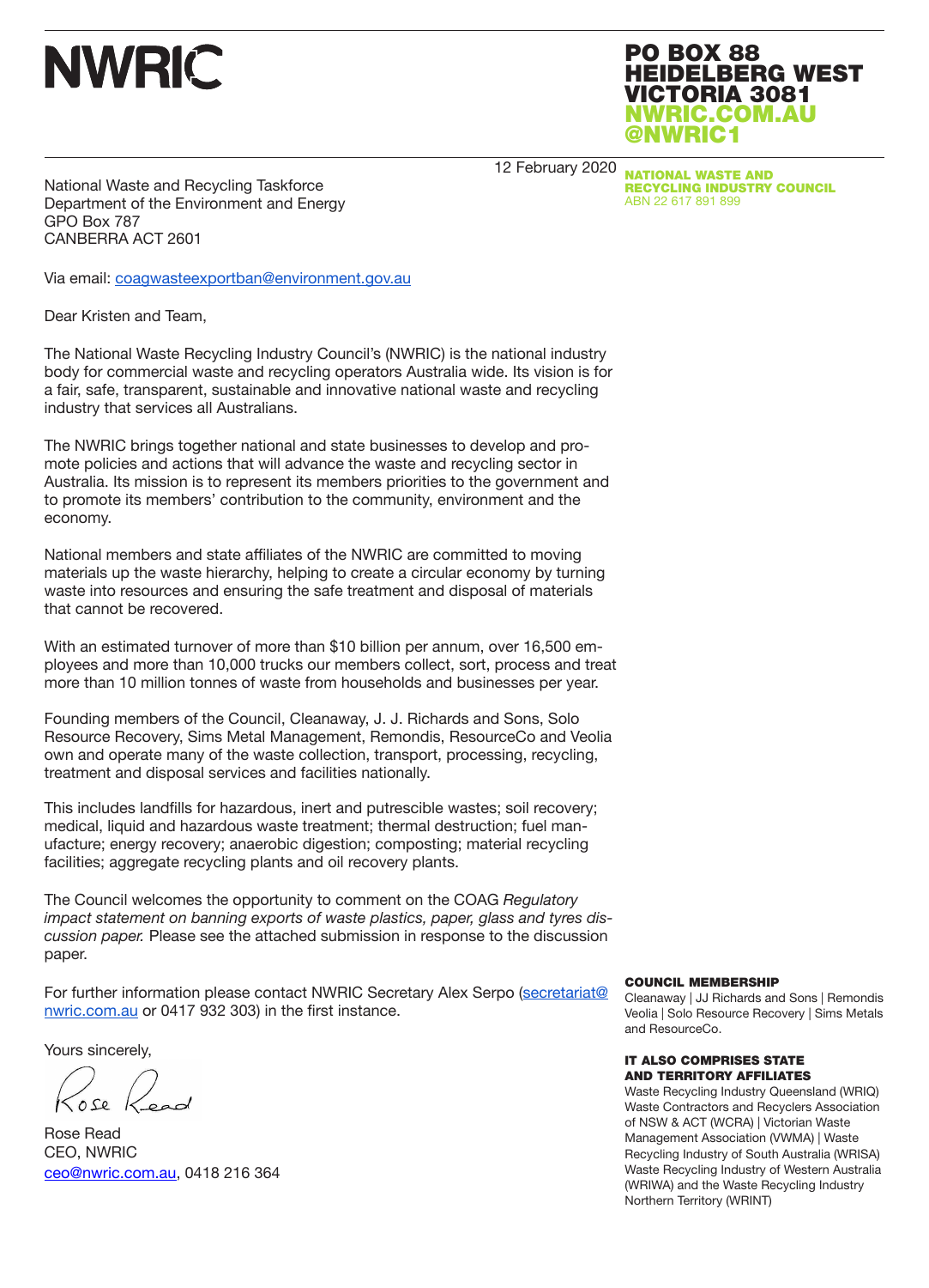# NWRIC

**PO BOX 88**
**HEIDELBERG WEST**
**VICTORIA 3081**
**NWRIC.COM.AU**
**@NWRIC1**

**NATIONAL WASTE AND RECYCLING INDUSTRY COUNCIL**
ABN 22 617 891 899

12 February 2020

National Waste and Recycling Taskforce
Department of the Environment and Energy
GPO Box 787
CANBERRA ACT 2601

Via email: coagwasteexportban@environment.gov.au

Dear Kristen and Team,

The National Waste Recycling Industry Council's (NWRIC) is the national industry body for commercial waste and recycling operators Australia wide. Its vision is for a fair, safe, transparent, sustainable and innovative national waste and recycling industry that services all Australians.

The NWRIC brings together national and state businesses to develop and promote policies and actions that will advance the waste and recycling sector in Australia. Its mission is to represent its members priorities to the government and to promote its members' contribution to the community, environment and the economy.

National members and state affiliates of the NWRIC are committed to moving materials up the waste hierarchy, helping to create a circular economy by turning waste into resources and ensuring the safe treatment and disposal of materials that cannot be recovered.

With an estimated turnover of more than $10 billion per annum, over 16,500 employees and more than 10,000 trucks our members collect, sort, process and treat more than 10 million tonnes of waste from households and businesses per year.

Founding members of the Council, Cleanaway, J. J. Richards and Sons, Solo Resource Recovery, Sims Metal Management, Remondis, ResourceCo and Veolia own and operate many of the waste collection, transport, processing, recycling, treatment and disposal services and facilities nationally.

This includes landfills for hazardous, inert and putrescible wastes; soil recovery; medical, liquid and hazardous waste treatment; thermal destruction; fuel manufacture; energy recovery; anaerobic digestion; composting; material recycling facilities; aggregate recycling plants and oil recovery plants.

The Council welcomes the opportunity to comment on the COAG *Regulatory impact statement on banning exports of waste plastics, paper, glass and tyres discussion paper.* Please see the attached submission in response to the discussion paper.

For further information please contact NWRIC Secretary Alex Serpo (secretariat@nwric.com.au or 0417 932 303) in the first instance.

Yours sincerely,

Rose Read

Rose Read
CEO, NWRIC
ceo@nwric.com.au, 0418 216 364

**COUNCIL MEMBERSHIP**

Cleanaway | JJ Richards and Sons | Remondis
Veolia | Solo Resource Recovery | Sims Metals
and ResourceCo.

**IT ALSO COMPRISES STATE AND TERRITORY AFFILIATES**

Waste Recycling Industry Queensland (WRIQ)
Waste Contractors and Recyclers Association of NSW & ACT (WCRA) | Victorian Waste Management Association (VWMA) | Waste Recycling Industry of South Australia (WRISA)
Waste Recycling Industry of Western Australia (WRIWA) and the Waste Recycling Industry Northern Territory (WRINT)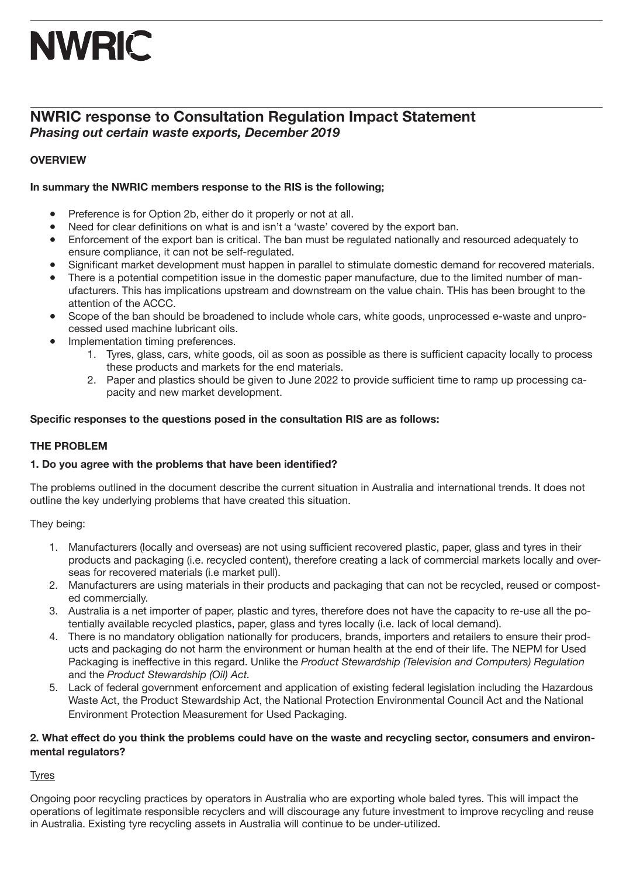# NWRIC

## NWRIC response to Consultation Regulation Impact Statement
***Phasing out certain waste exports, December 2019***

**OVERVIEW**

**In summary the NWRIC members response to the RIS is the following;**

- Preference is for Option 2b, either do it properly or not at all.
- Need for clear definitions on what is and isn't a 'waste' covered by the export ban.
- Enforcement of the export ban is critical. The ban must be regulated nationally and resourced adequately to ensure compliance, it can not be self-regulated.
- Significant market development must happen in parallel to stimulate domestic demand for recovered materials.
- There is a potential competition issue in the domestic paper manufacture, due to the limited number of manufacturers. This has implications upstream and downstream on the value chain. THis has been brought to the attention of the ACCC.
- Scope of the ban should be broadened to include whole cars, white goods, unprocessed e-waste and unprocessed used machine lubricant oils.
- Implementation timing preferences.
    1. Tyres, glass, cars, white goods, oil as soon as possible as there is sufficient capacity locally to process these products and markets for the end materials.
    2. Paper and plastics should be given to June 2022 to provide sufficient time to ramp up processing capacity and new market development.

**Specific responses to the questions posed in the consultation RIS are as follows:**

**THE PROBLEM**

**1. Do you agree with the problems that have been identified?**

The problems outlined in the document describe the current situation in Australia and international trends. It does not outline the key underlying problems that have created this situation.

They being:

1. Manufacturers (locally and overseas) are not using sufficient recovered plastic, paper, glass and tyres in their products and packaging (i.e. recycled content), therefore creating a lack of commercial markets locally and overseas for recovered materials (i.e market pull).
2. Manufacturers are using materials in their products and packaging that can not be recycled, reused or composted commercially.
3. Australia is a net importer of paper, plastic and tyres, therefore does not have the capacity to re-use all the potentially available recycled plastics, paper, glass and tyres locally (i.e. lack of local demand).
4. There is no mandatory obligation nationally for producers, brands, importers and retailers to ensure their products and packaging do not harm the environment or human health at the end of their life. The NEPM for Used Packaging is ineffective in this regard. Unlike the *Product Stewardship (Television and Computers) Regulation* and the *Product Stewardship (Oil) Act.*
5. Lack of federal government enforcement and application of existing federal legislation including the Hazardous Waste Act, the Product Stewardship Act, the National Protection Environmental Council Act and the National Environment Protection Measurement for Used Packaging.

**2. What effect do you think the problems could have on the waste and recycling sector, consumers and environmental regulators?**

<u>Tyres</u>

Ongoing poor recycling practices by operators in Australia who are exporting whole baled tyres. This will impact the operations of legitimate responsible recyclers and will discourage any future investment to improve recycling and reuse in Australia. Existing tyre recycling assets in Australia will continue to be under-utilized.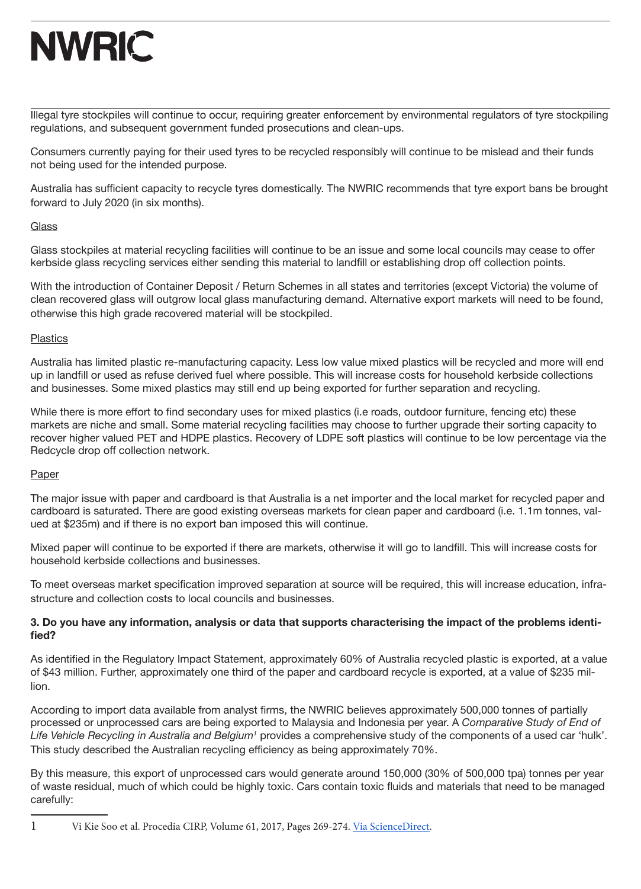Illegal tyre stockpiles will continue to occur, requiring greater enforcement by environmental regulators of tyre stockpiling regulations, and subsequent government funded prosecutions and clean-ups.

Consumers currently paying for their used tyres to be recycled responsibly will continue to be mislead and their funds not being used for the intended purpose.

Australia has sufficient capacity to recycle tyres domestically. The NWRIC recommends that tyre export bans be brought forward to July 2020 (in six months).

Glass

Glass stockpiles at material recycling facilities will continue to be an issue and some local councils may cease to offer kerbside glass recycling services either sending this material to landfill or establishing drop off collection points.

With the introduction of Container Deposit / Return Schemes in all states and territories (except Victoria) the volume of clean recovered glass will outgrow local glass manufacturing demand. Alternative export markets will need to be found, otherwise this high grade recovered material will be stockpiled.

Plastics

Australia has limited plastic re-manufacturing capacity. Less low value mixed plastics will be recycled and more will end up in landfill or used as refuse derived fuel where possible. This will increase costs for household kerbside collections and businesses. Some mixed plastics may still end up being exported for further separation and recycling.

While there is more effort to find secondary uses for mixed plastics (i.e roads, outdoor furniture, fencing etc) these markets are niche and small. Some material recycling facilities may choose to further upgrade their sorting capacity to recover higher valued PET and HDPE plastics. Recovery of LDPE soft plastics will continue to be low percentage via the Redcycle drop off collection network.

Paper

The major issue with paper and cardboard is that Australia is a net importer and the local market for recycled paper and cardboard is saturated. There are good existing overseas markets for clean paper and cardboard (i.e. 1.1m tonnes, valued at $235m) and if there is no export ban imposed this will continue.

Mixed paper will continue to be exported if there are markets, otherwise it will go to landfill. This will increase costs for household kerbside collections and businesses.

To meet overseas market specification improved separation at source will be required, this will increase education, infrastructure and collection costs to local councils and businesses.

**3. Do you have any information, analysis or data that supports characterising the impact of the problems identified?**

As identified in the Regulatory Impact Statement, approximately 60% of Australia recycled plastic is exported, at a value of $43 million. Further, approximately one third of the paper and cardboard recycle is exported, at a value of $235 million.

According to import data available from analyst firms, the NWRIC believes approximately 500,000 tonnes of partially processed or unprocessed cars are being exported to Malaysia and Indonesia per year. A *Comparative Study of End of Life Vehicle Recycling in Australia and Belgium*[1] provides a comprehensive study of the components of a used car 'hulk'. This study described the Australian recycling efficiency as being approximately 70%.

By this measure, this export of unprocessed cars would generate around 150,000 (30% of 500,000 tpa) tonnes per year of waste residual, much of which could be highly toxic. Cars contain toxic fluids and materials that need to be managed carefully:

[1] Vi Kie Soo et al. Procedia CIRP, Volume 61, 2017, Pages 269-274. Via ScienceDirect.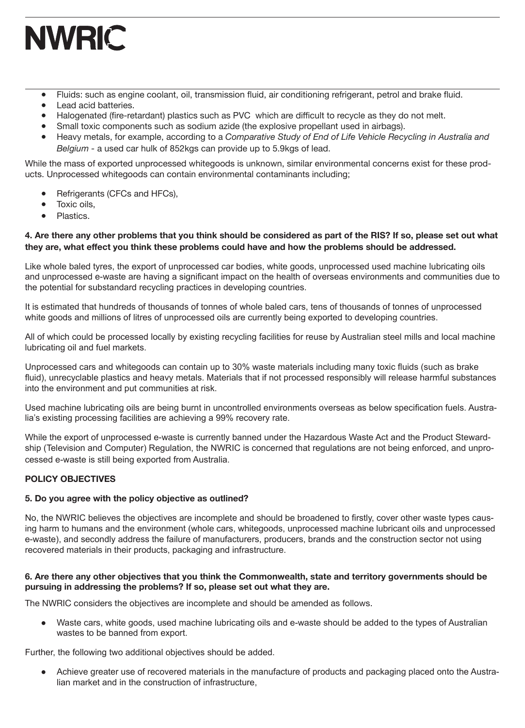- Fluids: such as engine coolant, oil, transmission fluid, air conditioning refrigerant, petrol and brake fluid.
- Lead acid batteries.
- Halogenated (fire-retardant) plastics such as PVC which are difficult to recycle as they do not melt.
- Small toxic components such as sodium azide (the explosive propellant used in airbags).
- Heavy metals, for example, according to a *Comparative Study of End of Life Vehicle Recycling in Australia and Belgium* - a used car hulk of 852kgs can provide up to 5.9kgs of lead.

While the mass of exported unprocessed whitegoods is unknown, similar environmental concerns exist for these products. Unprocessed whitegoods can contain environmental contaminants including;

- Refrigerants (CFCs and HFCs),
- Toxic oils,
- Plastics.

**4. Are there any other problems that you think should be considered as part of the RIS? If so, please set out what they are, what effect you think these problems could have and how the problems should be addressed.**

Like whole baled tyres, the export of unprocessed car bodies, white goods, unprocessed used machine lubricating oils and unprocessed e-waste are having a significant impact on the health of overseas environments and communities due to the potential for substandard recycling practices in developing countries.

It is estimated that hundreds of thousands of tonnes of whole baled cars, tens of thousands of tonnes of unprocessed white goods and millions of litres of unprocessed oils are currently being exported to developing countries.

All of which could be processed locally by existing recycling facilities for reuse by Australian steel mills and local machine lubricating oil and fuel markets.

Unprocessed cars and whitegoods can contain up to 30% waste materials including many toxic fluids (such as brake fluid), unrecyclable plastics and heavy metals. Materials that if not processed responsibly will release harmful substances into the environment and put communities at risk.

Used machine lubricating oils are being burnt in uncontrolled environments overseas as below specification fuels. Australia's existing processing facilities are achieving a 99% recovery rate.

While the export of unprocessed e-waste is currently banned under the Hazardous Waste Act and the Product Stewardship (Television and Computer) Regulation, the NWRIC is concerned that regulations are not being enforced, and unprocessed e-waste is still being exported from Australia.

## POLICY OBJECTIVES

**5. Do you agree with the policy objective as outlined?**

No, the NWRIC believes the objectives are incomplete and should be broadened to firstly, cover other waste types causing harm to humans and the environment (whole cars, whitegoods, unprocessed machine lubricant oils and unprocessed e-waste), and secondly address the failure of manufacturers, producers, brands and the construction sector not using recovered materials in their products, packaging and infrastructure.

**6. Are there any other objectives that you think the Commonwealth, state and territory governments should be pursuing in addressing the problems? If so, please set out what they are.**

The NWRIC considers the objectives are incomplete and should be amended as follows.

- Waste cars, white goods, used machine lubricating oils and e-waste should be added to the types of Australian wastes to be banned from export.

Further, the following two additional objectives should be added.

- Achieve greater use of recovered materials in the manufacture of products and packaging placed onto the Australian market and in the construction of infrastructure,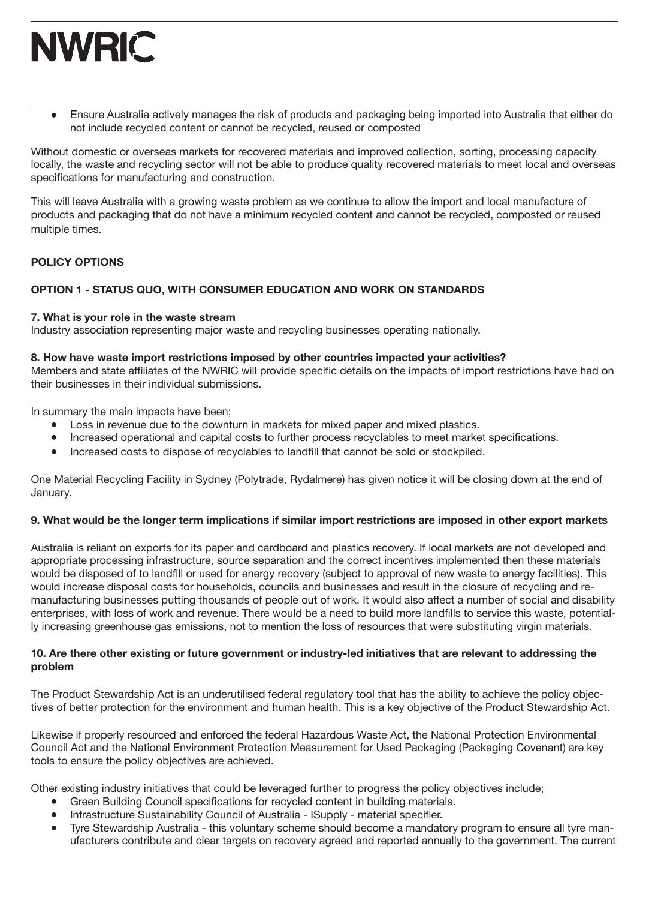- Ensure Australia actively manages the risk of products and packaging being imported into Australia that either do not include recycled content or cannot be recycled, reused or composted

Without domestic or overseas markets for recovered materials and improved collection, sorting, processing capacity locally, the waste and recycling sector will not be able to produce quality recovered materials to meet local and overseas specifications for manufacturing and construction.

This will leave Australia with a growing waste problem as we continue to allow the import and local manufacture of products and packaging that do not have a minimum recycled content and cannot be recycled, composted or reused multiple times.

**POLICY OPTIONS**

**OPTION 1 - STATUS QUO, WITH CONSUMER EDUCATION AND WORK ON STANDARDS**

**7. What is your role in the waste stream**
Industry association representing major waste and recycling businesses operating nationally.

**8. How have waste import restrictions imposed by other countries impacted your activities?**
Members and state affiliates of the NWRIC will provide specific details on the impacts of import restrictions have had on their businesses in their individual submissions.

In summary the main impacts have been;

- Loss in revenue due to the downturn in markets for mixed paper and mixed plastics.
- Increased operational and capital costs to further process recyclables to meet market specifications.
- Increased costs to dispose of recyclables to landfill that cannot be sold or stockpiled.

One Material Recycling Facility in Sydney (Polytrade, Rydalmere) has given notice it will be closing down at the end of January.

**9. What would be the longer term implications if similar import restrictions are imposed in other export markets**

Australia is reliant on exports for its paper and cardboard and plastics recovery. If local markets are not developed and appropriate processing infrastructure, source separation and the correct incentives implemented then these materials would be disposed of to landfill or used for energy recovery (subject to approval of new waste to energy facilities). This would increase disposal costs for households, councils and businesses and result in the closure of recycling and re-manufacturing businesses putting thousands of people out of work. It would also affect a number of social and disability enterprises, with loss of work and revenue. There would be a need to build more landfills to service this waste, potentially increasing greenhouse gas emissions, not to mention the loss of resources that were substituting virgin materials.

**10. Are there other existing or future government or industry-led initiatives that are relevant to addressing the problem**

The Product Stewardship Act is an underutilised federal regulatory tool that has the ability to achieve the policy objectives of better protection for the environment and human health. This is a key objective of the Product Stewardship Act.

Likewise if properly resourced and enforced the federal Hazardous Waste Act, the National Protection Environmental Council Act and the National Environment Protection Measurement for Used Packaging (Packaging Covenant) are key tools to ensure the policy objectives are achieved.

Other existing industry initiatives that could be leveraged further to progress the policy objectives include;

- Green Building Council specifications for recycled content in building materials.
- Infrastructure Sustainability Council of Australia - ISupply - material specifier.
- Tyre Stewardship Australia - this voluntary scheme should become a mandatory program to ensure all tyre manufacturers contribute and clear targets on recovery agreed and reported annually to the government. The current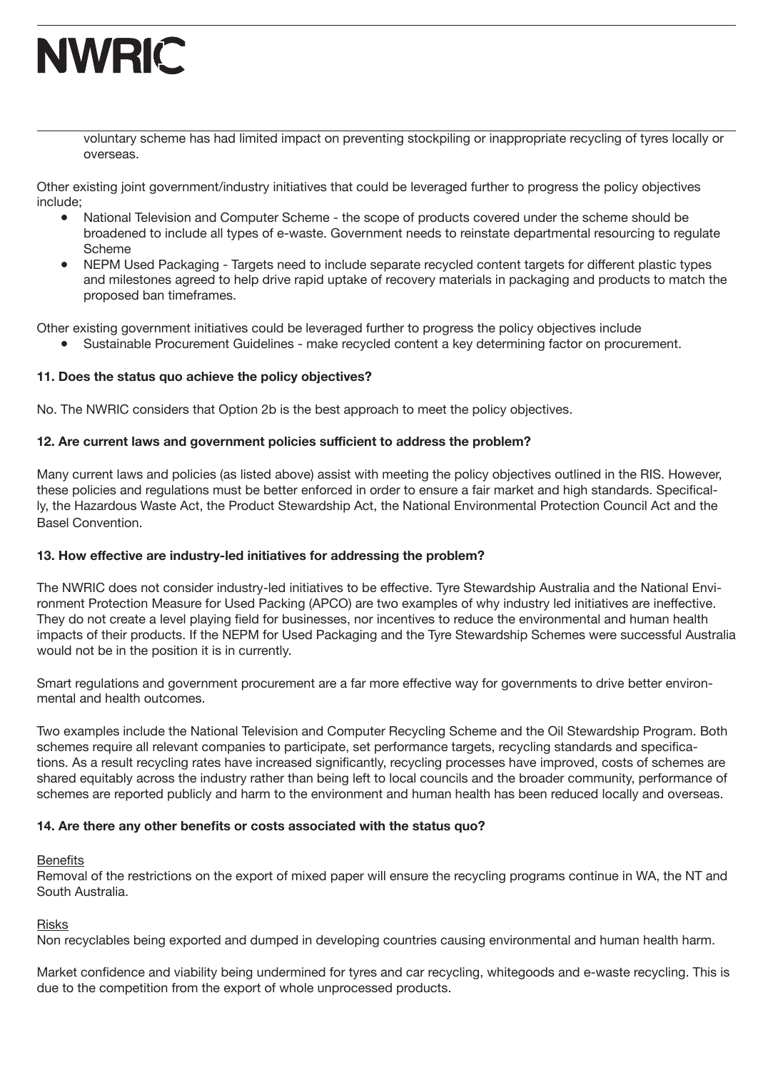voluntary scheme has had limited impact on preventing stockpiling or inappropriate recycling of tyres locally or overseas.

Other existing joint government/industry initiatives that could be leveraged further to progress the policy objectives include;

- National Television and Computer Scheme - the scope of products covered under the scheme should be broadened to include all types of e-waste. Government needs to reinstate departmental resourcing to regulate Scheme
- NEPM Used Packaging - Targets need to include separate recycled content targets for different plastic types and milestones agreed to help drive rapid uptake of recovery materials in packaging and products to match the proposed ban timeframes.

Other existing government initiatives could be leveraged further to progress the policy objectives include

- Sustainable Procurement Guidelines - make recycled content a key determining factor on procurement.

**11. Does the status quo achieve the policy objectives?**

No. The NWRIC considers that Option 2b is the best approach to meet the policy objectives.

**12. Are current laws and government policies sufficient to address the problem?**

Many current laws and policies (as listed above) assist with meeting the policy objectives outlined in the RIS. However, these policies and regulations must be better enforced in order to ensure a fair market and high standards. Specifically, the Hazardous Waste Act, the Product Stewardship Act, the National Environmental Protection Council Act and the Basel Convention.

**13. How effective are industry-led initiatives for addressing the problem?**

The NWRIC does not consider industry-led initiatives to be effective. Tyre Stewardship Australia and the National Environment Protection Measure for Used Packing (APCO) are two examples of why industry led initiatives are ineffective. They do not create a level playing field for businesses, nor incentives to reduce the environmental and human health impacts of their products. If the NEPM for Used Packaging and the Tyre Stewardship Schemes were successful Australia would not be in the position it is in currently.

Smart regulations and government procurement are a far more effective way for governments to drive better environmental and health outcomes.

Two examples include the National Television and Computer Recycling Scheme and the Oil Stewardship Program. Both schemes require all relevant companies to participate, set performance targets, recycling standards and specifications. As a result recycling rates have increased significantly, recycling processes have improved, costs of schemes are shared equitably across the industry rather than being left to local councils and the broader community, performance of schemes are reported publicly and harm to the environment and human health has been reduced locally and overseas.

**14. Are there any other benefits or costs associated with the status quo?**

Benefits

Removal of the restrictions on the export of mixed paper will ensure the recycling programs continue in WA, the NT and South Australia.

Risks

Non recyclables being exported and dumped in developing countries causing environmental and human health harm.

Market confidence and viability being undermined for tyres and car recycling, whitegoods and e-waste recycling. This is due to the competition from the export of whole unprocessed products.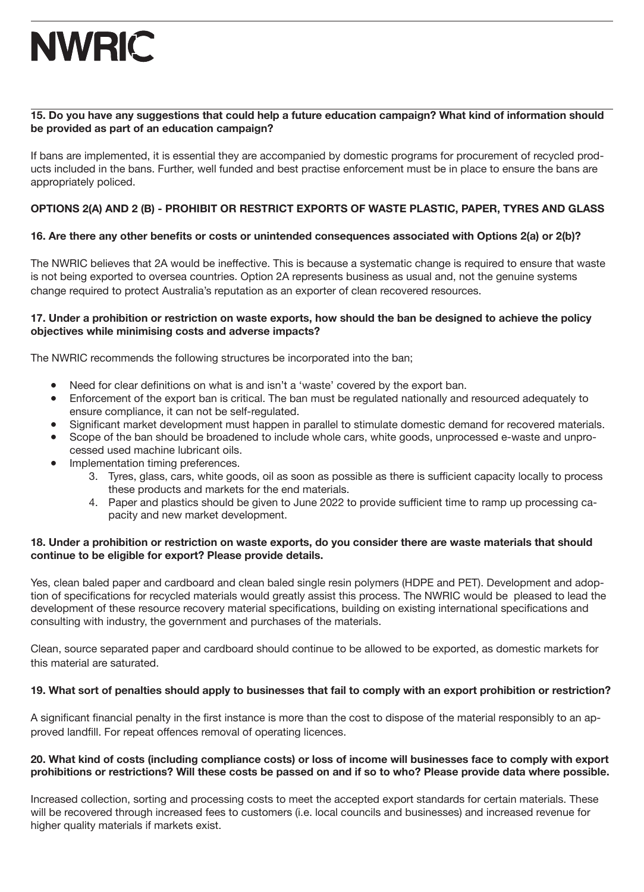**15. Do you have any suggestions that could help a future education campaign? What kind of information should be provided as part of an education campaign?**

If bans are implemented, it is essential they are accompanied by domestic programs for procurement of recycled products included in the bans. Further, well funded and best practise enforcement must be in place to ensure the bans are appropriately policed.

**OPTIONS 2(A) AND 2 (B) - PROHIBIT OR RESTRICT EXPORTS OF WASTE PLASTIC, PAPER, TYRES AND GLASS**

**16. Are there any other benefits or costs or unintended consequences associated with Options 2(a) or 2(b)?**

The NWRIC believes that 2A would be ineffective. This is because a systematic change is required to ensure that waste is not being exported to oversea countries. Option 2A represents business as usual and, not the genuine systems change required to protect Australia's reputation as an exporter of clean recovered resources.

**17. Under a prohibition or restriction on waste exports, how should the ban be designed to achieve the policy objectives while minimising costs and adverse impacts?**

The NWRIC recommends the following structures be incorporated into the ban;

- Need for clear definitions on what is and isn't a 'waste' covered by the export ban.
- Enforcement of the export ban is critical. The ban must be regulated nationally and resourced adequately to ensure compliance, it can not be self-regulated.
- Significant market development must happen in parallel to stimulate domestic demand for recovered materials.
- Scope of the ban should be broadened to include whole cars, white goods, unprocessed e-waste and unprocessed used machine lubricant oils.
- Implementation timing preferences.
    3. Tyres, glass, cars, white goods, oil as soon as possible as there is sufficient capacity locally to process these products and markets for the end materials.
    4. Paper and plastics should be given to June 2022 to provide sufficient time to ramp up processing capacity and new market development.

**18. Under a prohibition or restriction on waste exports, do you consider there are waste materials that should continue to be eligible for export? Please provide details.**

Yes, clean baled paper and cardboard and clean baled single resin polymers (HDPE and PET). Development and adoption of specifications for recycled materials would greatly assist this process. The NWRIC would be pleased to lead the development of these resource recovery material specifications, building on existing international specifications and consulting with industry, the government and purchases of the materials.

Clean, source separated paper and cardboard should continue to be allowed to be exported, as domestic markets for this material are saturated.

**19. What sort of penalties should apply to businesses that fail to comply with an export prohibition or restriction?**

A significant financial penalty in the first instance is more than the cost to dispose of the material responsibly to an approved landfill. For repeat offences removal of operating licences.

**20. What kind of costs (including compliance costs) or loss of income will businesses face to comply with export prohibitions or restrictions? Will these costs be passed on and if so to who? Please provide data where possible.**

Increased collection, sorting and processing costs to meet the accepted export standards for certain materials. These will be recovered through increased fees to customers (i.e. local councils and businesses) and increased revenue for higher quality materials if markets exist.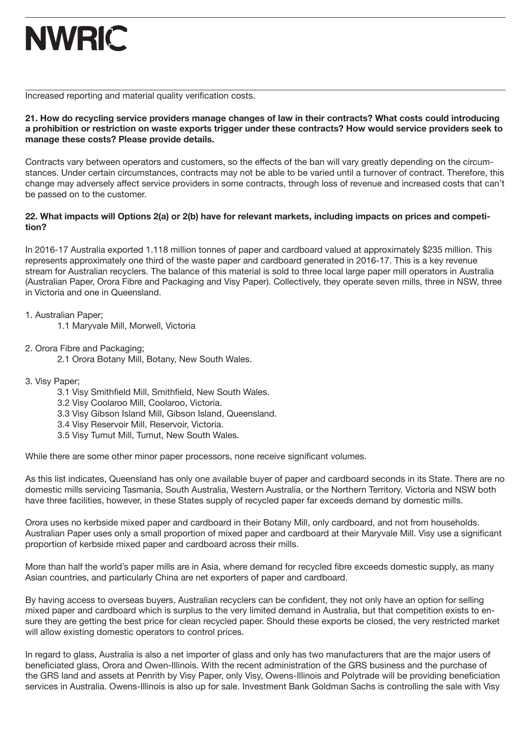Increased reporting and material quality verification costs.

**21. How do recycling service providers manage changes of law in their contracts? What costs could introducing a prohibition or restriction on waste exports trigger under these contracts? How would service providers seek to manage these costs? Please provide details.**

Contracts vary between operators and customers, so the effects of the ban will vary greatly depending on the circumstances. Under certain circumstances, contracts may not be able to be varied until a turnover of contract. Therefore, this change may adversely affect service providers in some contracts, through loss of revenue and increased costs that can't be passed on to the customer.

**22. What impacts will Options 2(a) or 2(b) have for relevant markets, including impacts on prices and competition?**

In 2016-17 Australia exported 1.118 million tonnes of paper and cardboard valued at approximately $235 million. This represents approximately one third of the waste paper and cardboard generated in 2016-17. This is a key revenue stream for Australian recyclers. The balance of this material is sold to three local large paper mill operators in Australia (Australian Paper, Orora Fibre and Packaging and Visy Paper). Collectively, they operate seven mills, three in NSW, three in Victoria and one in Queensland.

1. Australian Paper;
    - 1.1 Maryvale Mill, Morwell, Victoria
2. Orora Fibre and Packaging;
    - 2.1 Orora Botany Mill, Botany, New South Wales.
3. Visy Paper;
    - 3.1 Visy Smithfield Mill, Smithfield, New South Wales.
    - 3.2 Visy Coolaroo Mill, Coolaroo, Victoria.
    - 3.3 Visy Gibson Island Mill, Gibson Island, Queensland.
    - 3.4 Visy Reservoir Mill, Reservoir, Victoria.
    - 3.5 Visy Tumut Mill, Tumut, New South Wales.

While there are some other minor paper processors, none receive significant volumes.

As this list indicates, Queensland has only one available buyer of paper and cardboard seconds in its State. There are no domestic mills servicing Tasmania, South Australia, Western Australia, or the Northern Territory. Victoria and NSW both have three facilities, however, in these States supply of recycled paper far exceeds demand by domestic mills.

Orora uses no kerbside mixed paper and cardboard in their Botany Mill, only cardboard, and not from households. Australian Paper uses only a small proportion of mixed paper and cardboard at their Maryvale Mill. Visy use a significant proportion of kerbside mixed paper and cardboard across their mills.

More than half the world's paper mills are in Asia, where demand for recycled fibre exceeds domestic supply, as many Asian countries, and particularly China are net exporters of paper and cardboard.

By having access to overseas buyers, Australian recyclers can be confident, they not only have an option for selling mixed paper and cardboard which is surplus to the very limited demand in Australia, but that competition exists to ensure they are getting the best price for clean recycled paper. Should these exports be closed, the very restricted market will allow existing domestic operators to control prices.

In regard to glass, Australia is also a net importer of glass and only has two manufacturers that are the major users of beneficiated glass, Orora and Owen-Illinois. With the recent administration of the GRS business and the purchase of the GRS land and assets at Penrith by Visy Paper, only Visy, Owens-Illinois and Polytrade will be providing beneficiation services in Australia. Owens-Illinois is also up for sale. Investment Bank Goldman Sachs is controlling the sale with Visy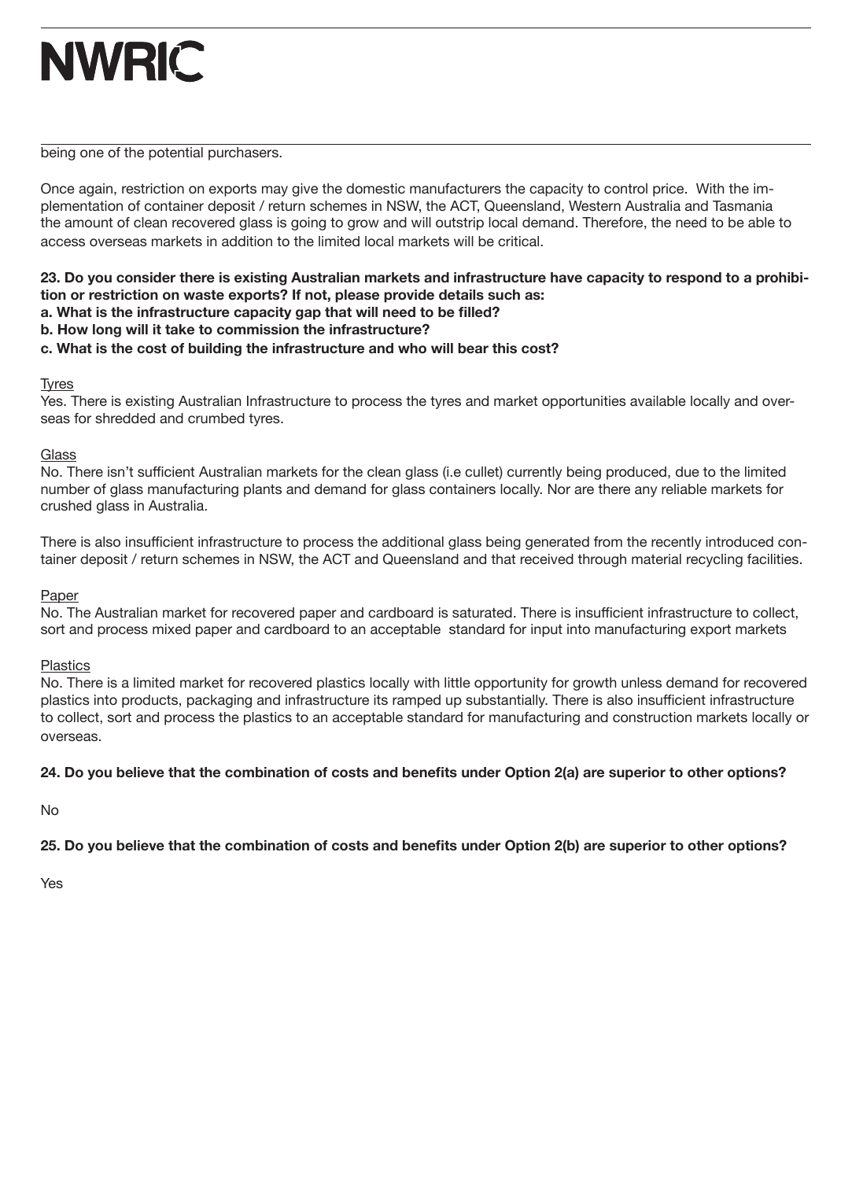being one of the potential purchasers.

Once again, restriction on exports may give the domestic manufacturers the capacity to control price. With the implementation of container deposit / return schemes in NSW, the ACT, Queensland, Western Australia and Tasmania the amount of clean recovered glass is going to grow and will outstrip local demand. Therefore, the need to be able to access overseas markets in addition to the limited local markets will be critical.

**23. Do you consider there is existing Australian markets and infrastructure have capacity to respond to a prohibition or restriction on waste exports? If not, please provide details such as:**
**a. What is the infrastructure capacity gap that will need to be filled?**
**b. How long will it take to commission the infrastructure?**
**c. What is the cost of building the infrastructure and who will bear this cost?**

<u>Tyres</u>
Yes. There is existing Australian Infrastructure to process the tyres and market opportunities available locally and overseas for shredded and crumbed tyres.

<u>Glass</u>
No. There isn't sufficient Australian markets for the clean glass (i.e cullet) currently being produced, due to the limited number of glass manufacturing plants and demand for glass containers locally. Nor are there any reliable markets for crushed glass in Australia.

There is also insufficient infrastructure to process the additional glass being generated from the recently introduced container deposit / return schemes in NSW, the ACT and Queensland and that received through material recycling facilities.

<u>Paper</u>
No. The Australian market for recovered paper and cardboard is saturated. There is insufficient infrastructure to collect, sort and process mixed paper and cardboard to an acceptable standard for input into manufacturing export markets

<u>Plastics</u>
No. There is a limited market for recovered plastics locally with little opportunity for growth unless demand for recovered plastics into products, packaging and infrastructure its ramped up substantially. There is also insufficient infrastructure to collect, sort and process the plastics to an acceptable standard for manufacturing and construction markets locally or overseas.

**24. Do you believe that the combination of costs and benefits under Option 2(a) are superior to other options?**

No

**25. Do you believe that the combination of costs and benefits under Option 2(b) are superior to other options?**

Yes